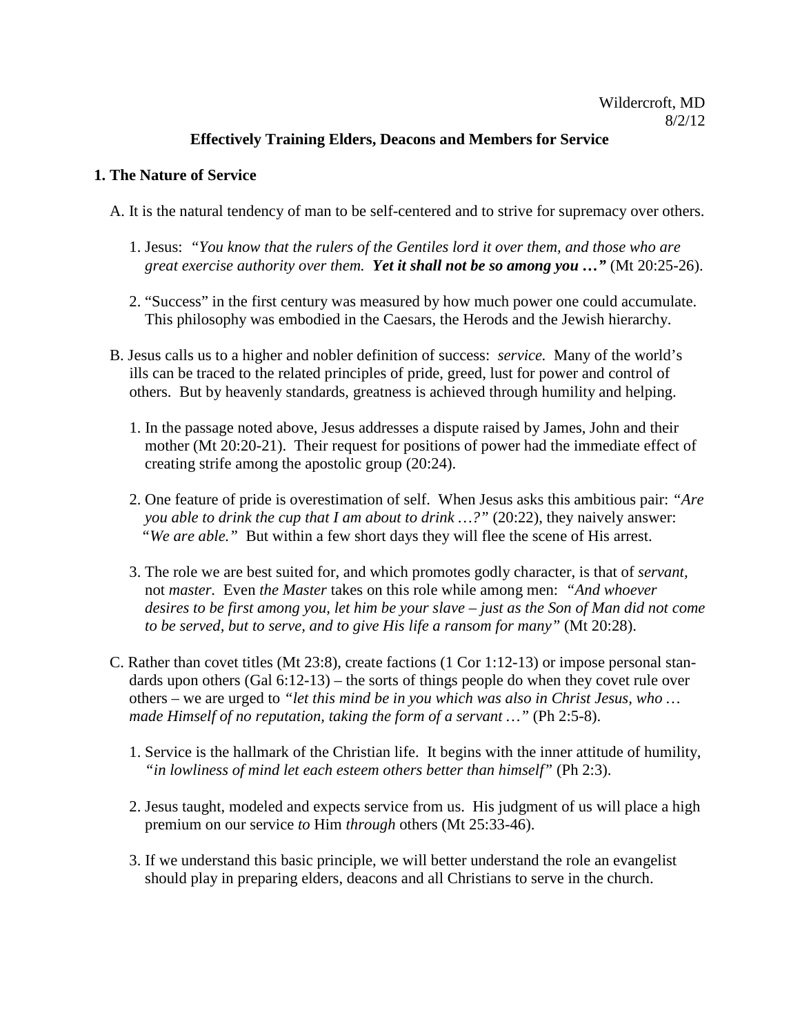Wildercroft, MD
8/2/12

## Effectively Training Elders, Deacons and Members for Service

### 1. The Nature of Service

A. It is the natural tendency of man to be self-centered and to strive for supremacy over others.

1. Jesus: *"You know that the rulers of the Gentiles lord it over them, and those who are great exercise authority over them.* ***Yet it shall not be so among you …"*** (Mt 20:25-26).

2. "Success" in the first century was measured by how much power one could accumulate. This philosophy was embodied in the Caesars, the Herods and the Jewish hierarchy.

B. Jesus calls us to a higher and nobler definition of success: *service.* Many of the world's ills can be traced to the related principles of pride, greed, lust for power and control of others. But by heavenly standards, greatness is achieved through humility and helping.

1. In the passage noted above, Jesus addresses a dispute raised by James, John and their mother (Mt 20:20-21). Their request for positions of power had the immediate effect of creating strife among the apostolic group (20:24).

2. One feature of pride is overestimation of self. When Jesus asks this ambitious pair: *"Are you able to drink the cup that I am about to drink …?"* (20:22), they naively answer: *"We are able."* But within a few short days they will flee the scene of His arrest.

3. The role we are best suited for, and which promotes godly character, is that of *servant,* not *master.* Even *the Master* takes on this role while among men: *"And whoever desires to be first among you, let him be your slave – just as the Son of Man did not come to be served, but to serve, and to give His life a ransom for many"* (Mt 20:28).

C. Rather than covet titles (Mt 23:8), create factions (1 Cor 1:12-13) or impose personal standards upon others (Gal 6:12-13) – the sorts of things people do when they covet rule over others – we are urged to *"let this mind be in you which was also in Christ Jesus, who … made Himself of no reputation, taking the form of a servant …"* (Ph 2:5-8).

1. Service is the hallmark of the Christian life. It begins with the inner attitude of humility, *"in lowliness of mind let each esteem others better than himself"* (Ph 2:3).

2. Jesus taught, modeled and expects service from us. His judgment of us will place a high premium on our service *to* Him *through* others (Mt 25:33-46).

3. If we understand this basic principle, we will better understand the role an evangelist should play in preparing elders, deacons and all Christians to serve in the church.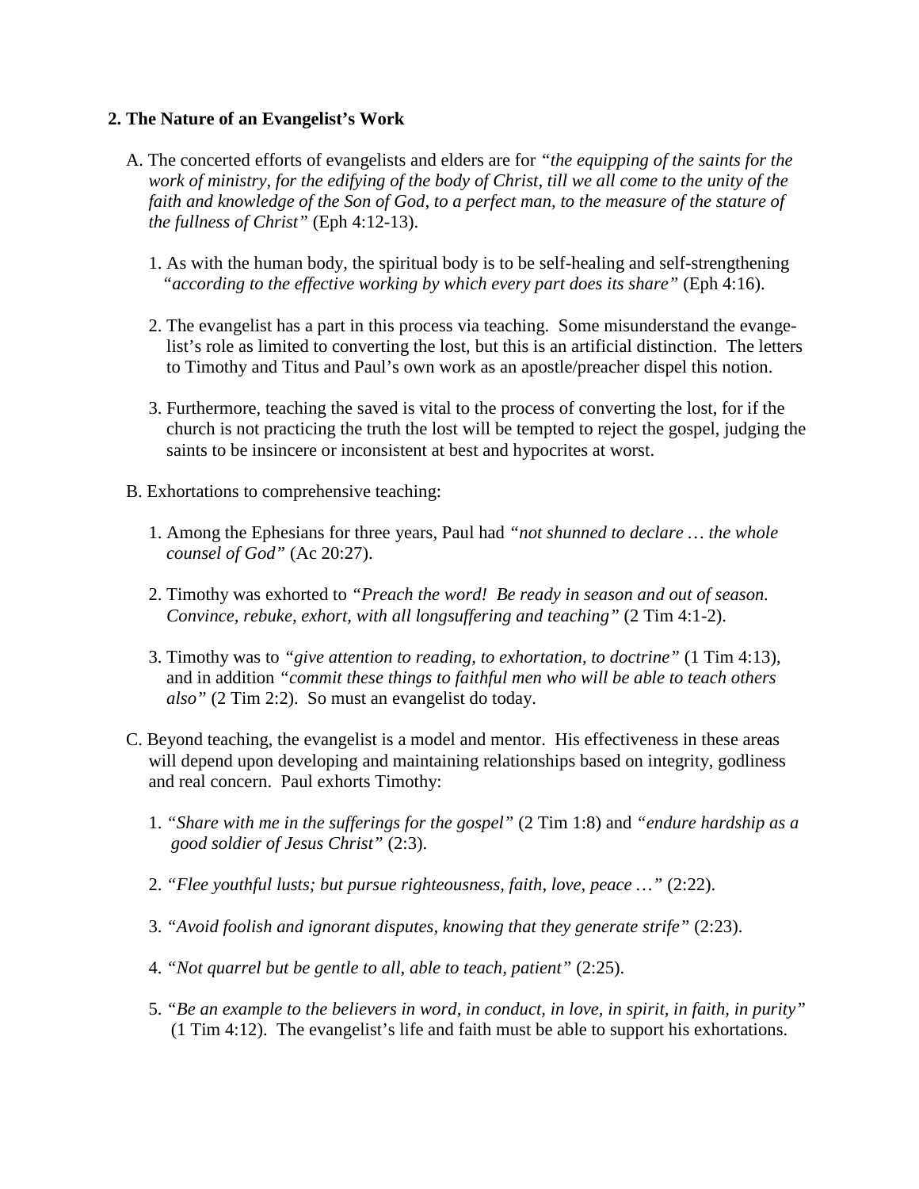**2. The Nature of an Evangelist's Work**

A. The concerted efforts of evangelists and elders are for *"the equipping of the saints for the work of ministry, for the edifying of the body of Christ, till we all come to the unity of the faith and knowledge of the Son of God, to a perfect man, to the measure of the stature of the fullness of Christ"* (Eph 4:12-13).

1. As with the human body, the spiritual body is to be self-healing and self-strengthening *"according to the effective working by which every part does its share"* (Eph 4:16).

2. The evangelist has a part in this process via teaching. Some misunderstand the evangelist's role as limited to converting the lost, but this is an artificial distinction. The letters to Timothy and Titus and Paul's own work as an apostle/preacher dispel this notion.

3. Furthermore, teaching the saved is vital to the process of converting the lost, for if the church is not practicing the truth the lost will be tempted to reject the gospel, judging the saints to be insincere or inconsistent at best and hypocrites at worst.

B. Exhortations to comprehensive teaching:

1. Among the Ephesians for three years, Paul had *"not shunned to declare … the whole counsel of God"* (Ac 20:27).

2. Timothy was exhorted to *"Preach the word! Be ready in season and out of season. Convince, rebuke, exhort, with all longsuffering and teaching"* (2 Tim 4:1-2).

3. Timothy was to *"give attention to reading, to exhortation, to doctrine"* (1 Tim 4:13), and in addition *"commit these things to faithful men who will be able to teach others also"* (2 Tim 2:2). So must an evangelist do today.

C. Beyond teaching, the evangelist is a model and mentor. His effectiveness in these areas will depend upon developing and maintaining relationships based on integrity, godliness and real concern. Paul exhorts Timothy:

1. *"Share with me in the sufferings for the gospel"* (2 Tim 1:8) and *"endure hardship as a good soldier of Jesus Christ"* (2:3).

2. *"Flee youthful lusts; but pursue righteousness, faith, love, peace …"* (2:22).

3. *"Avoid foolish and ignorant disputes, knowing that they generate strife"* (2:23).

4. *"Not quarrel but be gentle to all, able to teach, patient"* (2:25).

5. *"Be an example to the believers in word, in conduct, in love, in spirit, in faith, in purity"* (1 Tim 4:12). The evangelist's life and faith must be able to support his exhortations.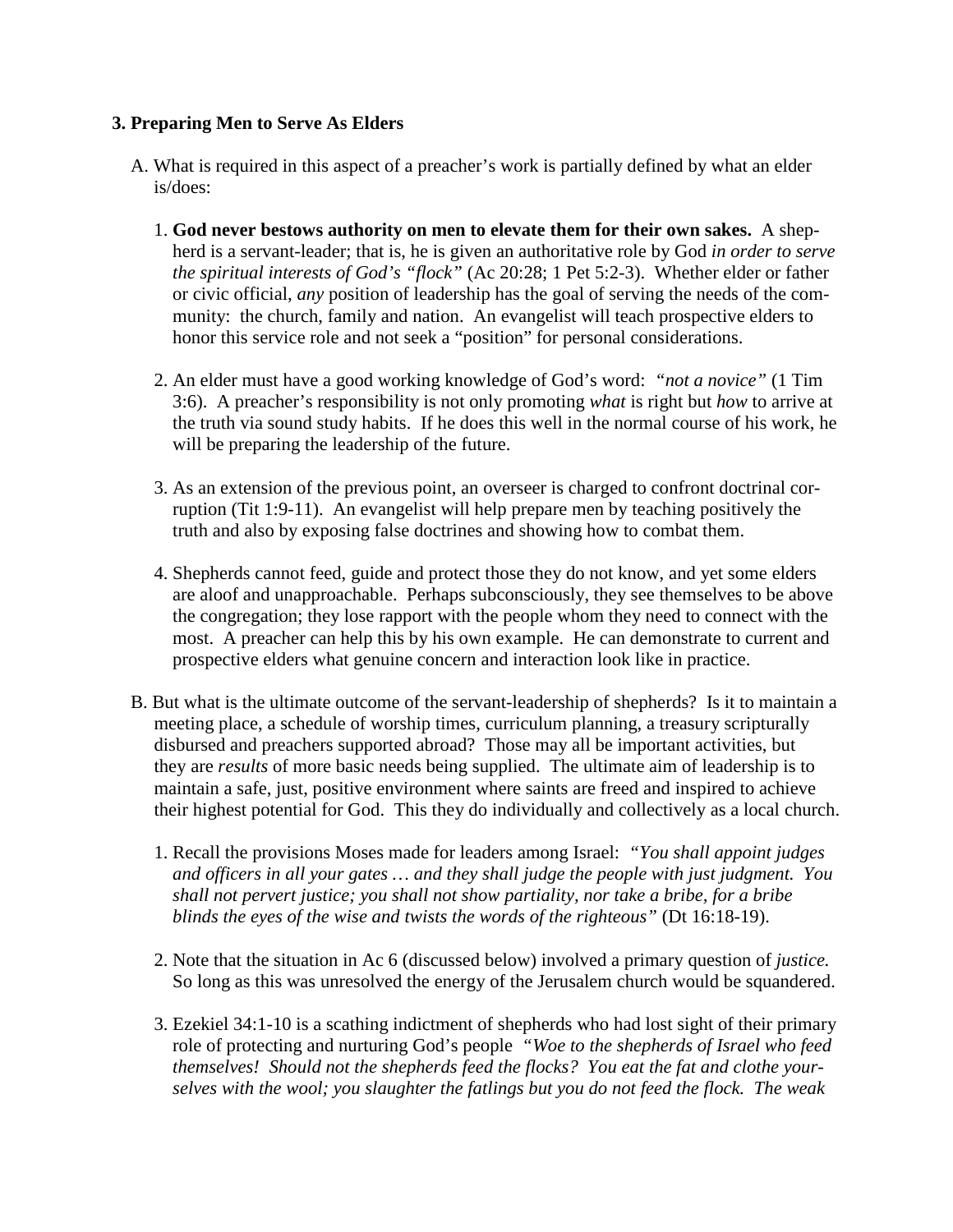**3. Preparing Men to Serve As Elders**

A. What is required in this aspect of a preacher's work is partially defined by what an elder is/does:

1. **God never bestows authority on men to elevate them for their own sakes.** A shepherd is a servant-leader; that is, he is given an authoritative role by God *in order to serve the spiritual interests of God's "flock"* (Ac 20:28; 1 Pet 5:2-3). Whether elder or father or civic official, *any* position of leadership has the goal of serving the needs of the community: the church, family and nation. An evangelist will teach prospective elders to honor this service role and not seek a "position" for personal considerations.

2. An elder must have a good working knowledge of God's word: *"not a novice"* (1 Tim 3:6). A preacher's responsibility is not only promoting *what* is right but *how* to arrive at the truth via sound study habits. If he does this well in the normal course of his work, he will be preparing the leadership of the future.

3. As an extension of the previous point, an overseer is charged to confront doctrinal corruption (Tit 1:9-11). An evangelist will help prepare men by teaching positively the truth and also by exposing false doctrines and showing how to combat them.

4. Shepherds cannot feed, guide and protect those they do not know, and yet some elders are aloof and unapproachable. Perhaps subconsciously, they see themselves to be above the congregation; they lose rapport with the people whom they need to connect with the most. A preacher can help this by his own example. He can demonstrate to current and prospective elders what genuine concern and interaction look like in practice.

B. But what is the ultimate outcome of the servant-leadership of shepherds? Is it to maintain a meeting place, a schedule of worship times, curriculum planning, a treasury scripturally disbursed and preachers supported abroad? Those may all be important activities, but they are *results* of more basic needs being supplied. The ultimate aim of leadership is to maintain a safe, just, positive environment where saints are freed and inspired to achieve their highest potential for God. This they do individually and collectively as a local church.

1. Recall the provisions Moses made for leaders among Israel: *"You shall appoint judges and officers in all your gates … and they shall judge the people with just judgment. You shall not pervert justice; you shall not show partiality, nor take a bribe, for a bribe blinds the eyes of the wise and twists the words of the righteous"* (Dt 16:18-19).

2. Note that the situation in Ac 6 (discussed below) involved a primary question of *justice.* So long as this was unresolved the energy of the Jerusalem church would be squandered.

3. Ezekiel 34:1-10 is a scathing indictment of shepherds who had lost sight of their primary role of protecting and nurturing God's people *"Woe to the shepherds of Israel who feed themselves! Should not the shepherds feed the flocks? You eat the fat and clothe yourselves with the wool; you slaughter the fatlings but you do not feed the flock. The weak*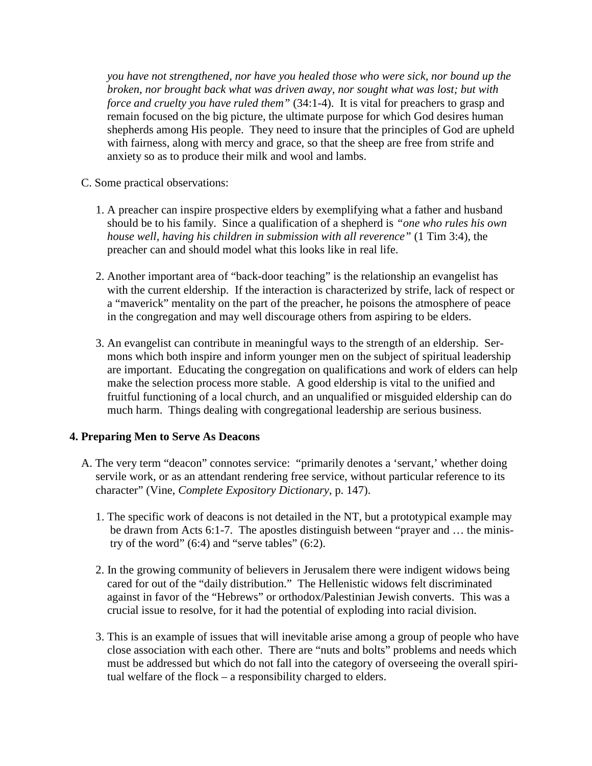*you have not strengthened, nor have you healed those who were sick, nor bound up the broken, nor brought back what was driven away, nor sought what was lost; but with force and cruelty you have ruled them"* (34:1-4). It is vital for preachers to grasp and remain focused on the big picture, the ultimate purpose for which God desires human shepherds among His people. They need to insure that the principles of God are upheld with fairness, along with mercy and grace, so that the sheep are free from strife and anxiety so as to produce their milk and wool and lambs.

C. Some practical observations:

1. A preacher can inspire prospective elders by exemplifying what a father and husband should be to his family. Since a qualification of a shepherd is *"one who rules his own house well, having his children in submission with all reverence"* (1 Tim 3:4), the preacher can and should model what this looks like in real life.

2. Another important area of "back-door teaching" is the relationship an evangelist has with the current eldership. If the interaction is characterized by strife, lack of respect or a "maverick" mentality on the part of the preacher, he poisons the atmosphere of peace in the congregation and may well discourage others from aspiring to be elders.

3. An evangelist can contribute in meaningful ways to the strength of an eldership. Sermons which both inspire and inform younger men on the subject of spiritual leadership are important. Educating the congregation on qualifications and work of elders can help make the selection process more stable. A good eldership is vital to the unified and fruitful functioning of a local church, and an unqualified or misguided eldership can do much harm. Things dealing with congregational leadership are serious business.

**4. Preparing Men to Serve As Deacons**

A. The very term "deacon" connotes service: "primarily denotes a 'servant,' whether doing servile work, or as an attendant rendering free service, without particular reference to its character" (Vine, *Complete Expository Dictionary,* p. 147).

1. The specific work of deacons is not detailed in the NT, but a prototypical example may be drawn from Acts 6:1-7. The apostles distinguish between "prayer and … the ministry of the word" (6:4) and "serve tables" (6:2).

2. In the growing community of believers in Jerusalem there were indigent widows being cared for out of the "daily distribution." The Hellenistic widows felt discriminated against in favor of the "Hebrews" or orthodox/Palestinian Jewish converts. This was a crucial issue to resolve, for it had the potential of exploding into racial division.

3. This is an example of issues that will inevitable arise among a group of people who have close association with each other. There are "nuts and bolts" problems and needs which must be addressed but which do not fall into the category of overseeing the overall spiritual welfare of the flock – a responsibility charged to elders.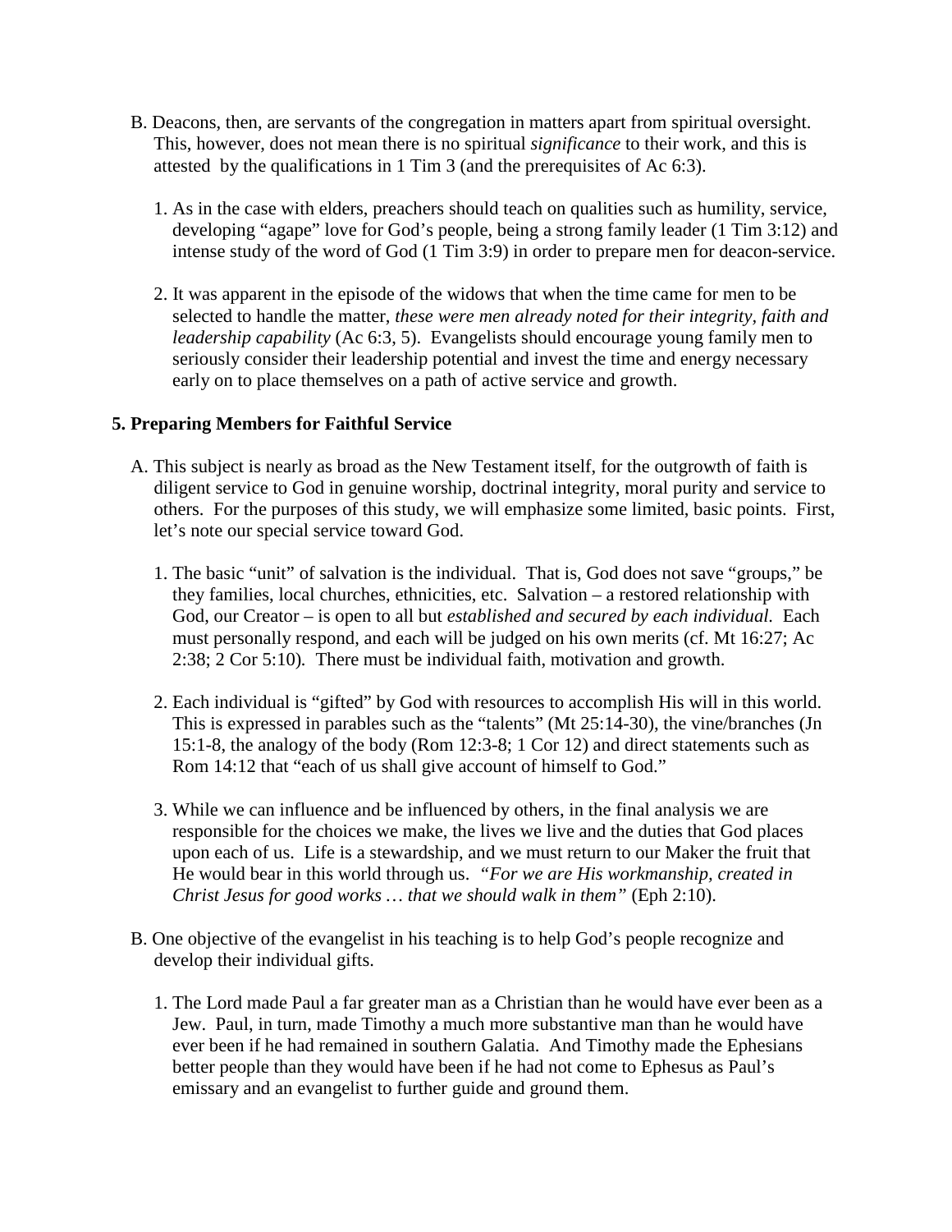B. Deacons, then, are servants of the congregation in matters apart from spiritual oversight. This, however, does not mean there is no spiritual *significance* to their work, and this is attested by the qualifications in 1 Tim 3 (and the prerequisites of Ac 6:3).

1. As in the case with elders, preachers should teach on qualities such as humility, service, developing "agape" love for God's people, being a strong family leader (1 Tim 3:12) and intense study of the word of God (1 Tim 3:9) in order to prepare men for deacon-service.

2. It was apparent in the episode of the widows that when the time came for men to be selected to handle the matter, *these were men already noted for their integrity, faith and leadership capability* (Ac 6:3, 5). Evangelists should encourage young family men to seriously consider their leadership potential and invest the time and energy necessary early on to place themselves on a path of active service and growth.

**5. Preparing Members for Faithful Service**

A. This subject is nearly as broad as the New Testament itself, for the outgrowth of faith is diligent service to God in genuine worship, doctrinal integrity, moral purity and service to others. For the purposes of this study, we will emphasize some limited, basic points. First, let's note our special service toward God.

1. The basic "unit" of salvation is the individual. That is, God does not save "groups," be they families, local churches, ethnicities, etc. Salvation – a restored relationship with God, our Creator – is open to all but *established and secured by each individual*. Each must personally respond, and each will be judged on his own merits (cf. Mt 16:27; Ac 2:38; 2 Cor 5:10). There must be individual faith, motivation and growth.

2. Each individual is "gifted" by God with resources to accomplish His will in this world. This is expressed in parables such as the "talents" (Mt 25:14-30), the vine/branches (Jn 15:1-8, the analogy of the body (Rom 12:3-8; 1 Cor 12) and direct statements such as Rom 14:12 that "each of us shall give account of himself to God."

3. While we can influence and be influenced by others, in the final analysis we are responsible for the choices we make, the lives we live and the duties that God places upon each of us. Life is a stewardship, and we must return to our Maker the fruit that He would bear in this world through us. *"For we are His workmanship, created in Christ Jesus for good works … that we should walk in them"* (Eph 2:10).

B. One objective of the evangelist in his teaching is to help God's people recognize and develop their individual gifts.

1. The Lord made Paul a far greater man as a Christian than he would have ever been as a Jew. Paul, in turn, made Timothy a much more substantive man than he would have ever been if he had remained in southern Galatia. And Timothy made the Ephesians better people than they would have been if he had not come to Ephesus as Paul's emissary and an evangelist to further guide and ground them.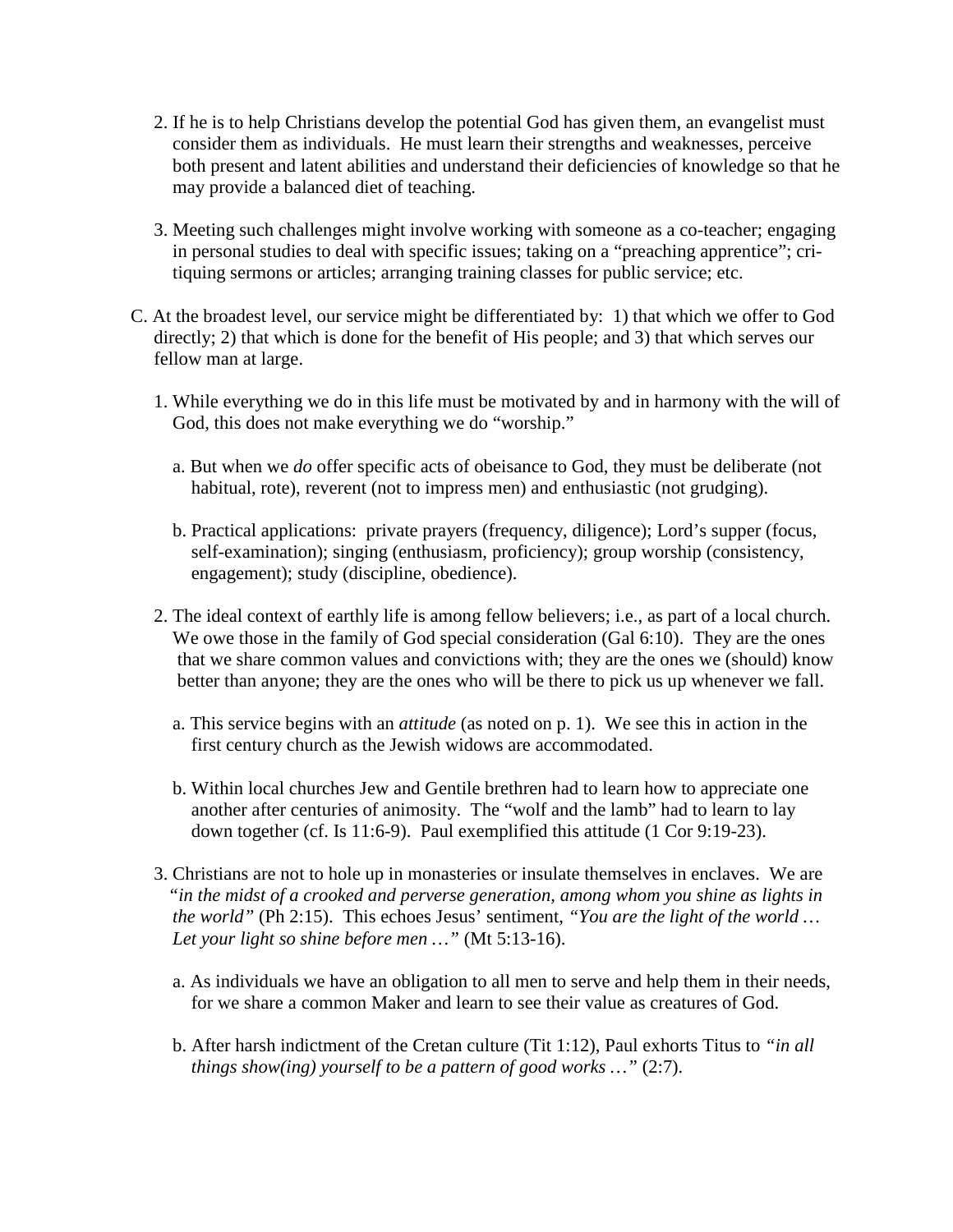2. If he is to help Christians develop the potential God has given them, an evangelist must consider them as individuals. He must learn their strengths and weaknesses, perceive both present and latent abilities and understand their deficiencies of knowledge so that he may provide a balanced diet of teaching.

3. Meeting such challenges might involve working with someone as a co-teacher; engaging in personal studies to deal with specific issues; taking on a "preaching apprentice"; critiquing sermons or articles; arranging training classes for public service; etc.

C. At the broadest level, our service might be differentiated by: 1) that which we offer to God directly; 2) that which is done for the benefit of His people; and 3) that which serves our fellow man at large.

1. While everything we do in this life must be motivated by and in harmony with the will of God, this does not make everything we do "worship."

   a. But when we *do* offer specific acts of obeisance to God, they must be deliberate (not habitual, rote), reverent (not to impress men) and enthusiastic (not grudging).

   b. Practical applications: private prayers (frequency, diligence); Lord's supper (focus, self-examination); singing (enthusiasm, proficiency); group worship (consistency, engagement); study (discipline, obedience).

2. The ideal context of earthly life is among fellow believers; i.e., as part of a local church. We owe those in the family of God special consideration (Gal 6:10). They are the ones that we share common values and convictions with; they are the ones we (should) know better than anyone; they are the ones who will be there to pick us up whenever we fall.

   a. This service begins with an *attitude* (as noted on p. 1). We see this in action in the first century church as the Jewish widows are accommodated.

   b. Within local churches Jew and Gentile brethren had to learn how to appreciate one another after centuries of animosity. The "wolf and the lamb" had to learn to lay down together (cf. Is 11:6-9). Paul exemplified this attitude (1 Cor 9:19-23).

3. Christians are not to hole up in monasteries or insulate themselves in enclaves. We are *"in the midst of a crooked and perverse generation, among whom you shine as lights in the world"* (Ph 2:15). This echoes Jesus' sentiment, *"You are the light of the world … Let your light so shine before men …"* (Mt 5:13-16).

   a. As individuals we have an obligation to all men to serve and help them in their needs, for we share a common Maker and learn to see their value as creatures of God.

   b. After harsh indictment of the Cretan culture (Tit 1:12), Paul exhorts Titus to *"in all things show(ing) yourself to be a pattern of good works …"* (2:7).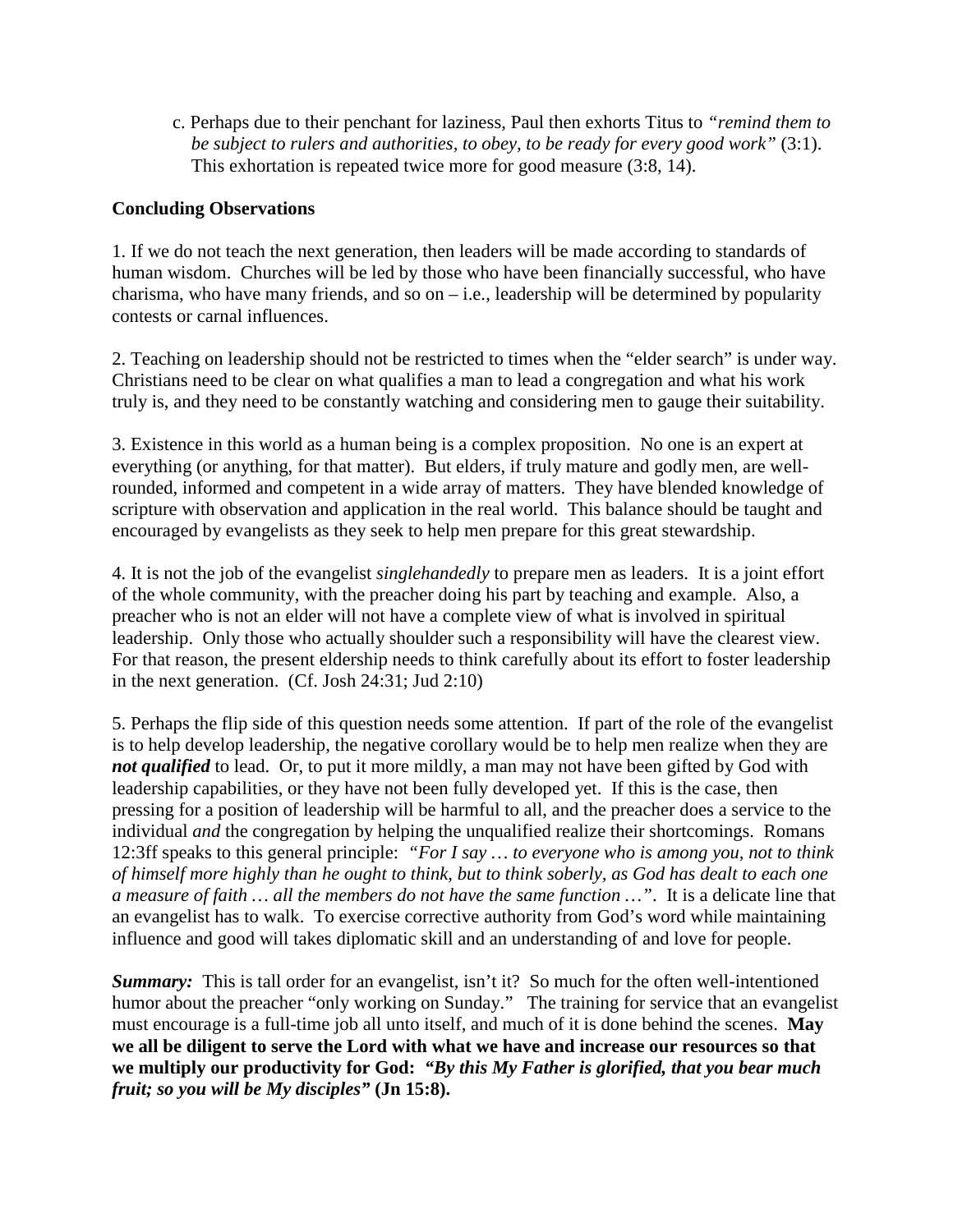c. Perhaps due to their penchant for laziness, Paul then exhorts Titus to *"remind them to be subject to rulers and authorities, to obey, to be ready for every good work"* (3:1). This exhortation is repeated twice more for good measure (3:8, 14).

**Concluding Observations**

1. If we do not teach the next generation, then leaders will be made according to standards of human wisdom. Churches will be led by those who have been financially successful, who have charisma, who have many friends, and so on – i.e., leadership will be determined by popularity contests or carnal influences.

2. Teaching on leadership should not be restricted to times when the "elder search" is under way. Christians need to be clear on what qualifies a man to lead a congregation and what his work truly is, and they need to be constantly watching and considering men to gauge their suitability.

3. Existence in this world as a human being is a complex proposition. No one is an expert at everything (or anything, for that matter). But elders, if truly mature and godly men, are well-rounded, informed and competent in a wide array of matters. They have blended knowledge of scripture with observation and application in the real world. This balance should be taught and encouraged by evangelists as they seek to help men prepare for this great stewardship.

4. It is not the job of the evangelist *singlehandedly* to prepare men as leaders. It is a joint effort of the whole community, with the preacher doing his part by teaching and example. Also, a preacher who is not an elder will not have a complete view of what is involved in spiritual leadership. Only those who actually shoulder such a responsibility will have the clearest view. For that reason, the present eldership needs to think carefully about its effort to foster leadership in the next generation. (Cf. Josh 24:31; Jud 2:10)

5. Perhaps the flip side of this question needs some attention. If part of the role of the evangelist is to help develop leadership, the negative corollary would be to help men realize when they are ***not qualified*** to lead. Or, to put it more mildly, a man may not have been gifted by God with leadership capabilities, or they have not been fully developed yet. If this is the case, then pressing for a position of leadership will be harmful to all, and the preacher does a service to the individual *and* the congregation by helping the unqualified realize their shortcomings. Romans 12:3ff speaks to this general principle: *"For I say … to everyone who is among you, not to think of himself more highly than he ought to think, but to think soberly, as God has dealt to each one a measure of faith … all the members do not have the same function …"*. It is a delicate line that an evangelist has to walk. To exercise corrective authority from God's word while maintaining influence and good will takes diplomatic skill and an understanding of and love for people.

***Summary:*** This is tall order for an evangelist, isn't it? So much for the often well-intentioned humor about the preacher "only working on Sunday." The training for service that an evangelist must encourage is a full-time job all unto itself, and much of it is done behind the scenes. **May we all be diligent to serve the Lord with what we have and increase our resources so that we multiply our productivity for God: *"By this My Father is glorified, that you bear much fruit; so you will be My disciples"* (Jn 15:8).**